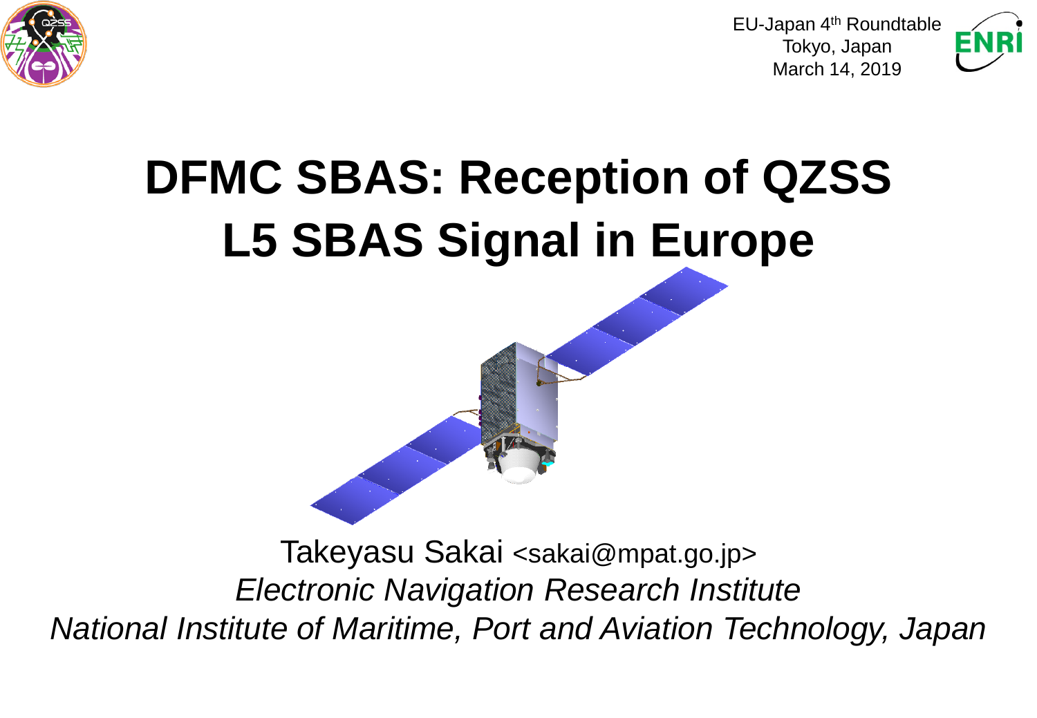EU-Japan 4th Roundtable
Tokyo, Japan
March 14, 2019

# DFMC SBAS: Reception of QZSS L5 SBAS Signal in Europe

Takeyasu Sakai <sakai@mpat.go.jp>

*Electronic Navigation Research Institute*

*National Institute of Maritime, Port and Aviation Technology, Japan*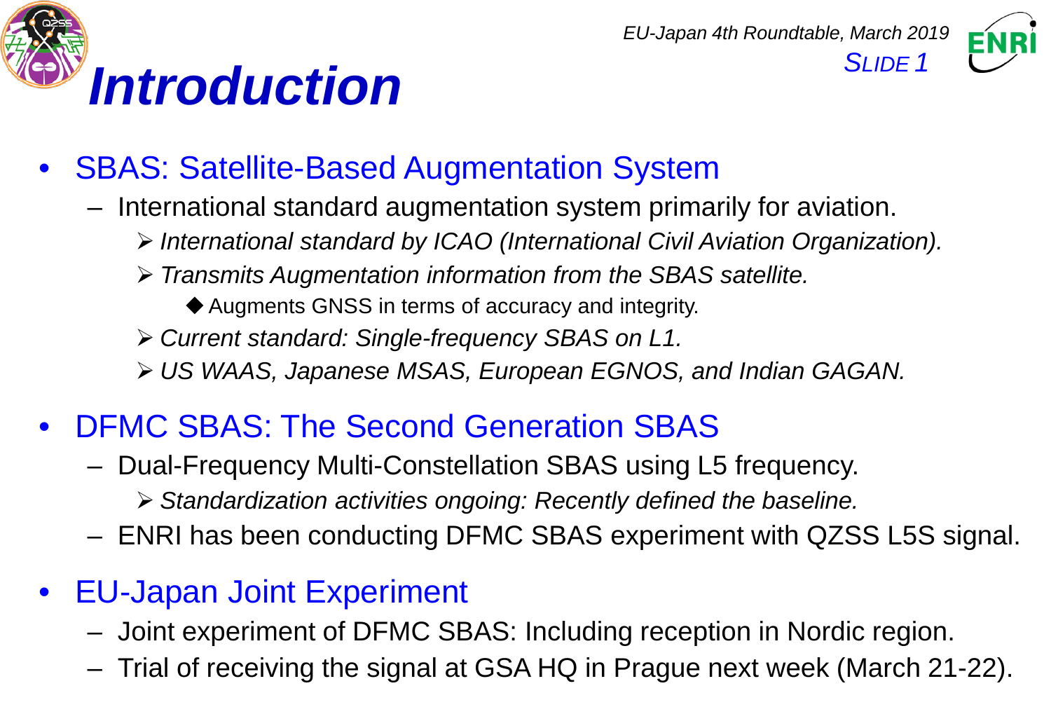# Introduction

- SBAS: Satellite-Based Augmentation System
  - International standard augmentation system primarily for aviation.
    - *International standard by ICAO (International Civil Aviation Organization).*
    - *Transmits Augmentation information from the SBAS satellite.*
      - Augments GNSS in terms of accuracy and integrity.
    - *Current standard: Single-frequency SBAS on L1.*
    - *US WAAS, Japanese MSAS, European EGNOS, and Indian GAGAN.*

- DFMC SBAS: The Second Generation SBAS
  - Dual-Frequency Multi-Constellation SBAS using L5 frequency.
    - *Standardization activities ongoing: Recently defined the baseline.*
  - ENRI has been conducting DFMC SBAS experiment with QZSS L5S signal.

- EU-Japan Joint Experiment
  - Joint experiment of DFMC SBAS: Including reception in Nordic region.
  - Trial of receiving the signal at GSA HQ in Prague next week (March 21-22).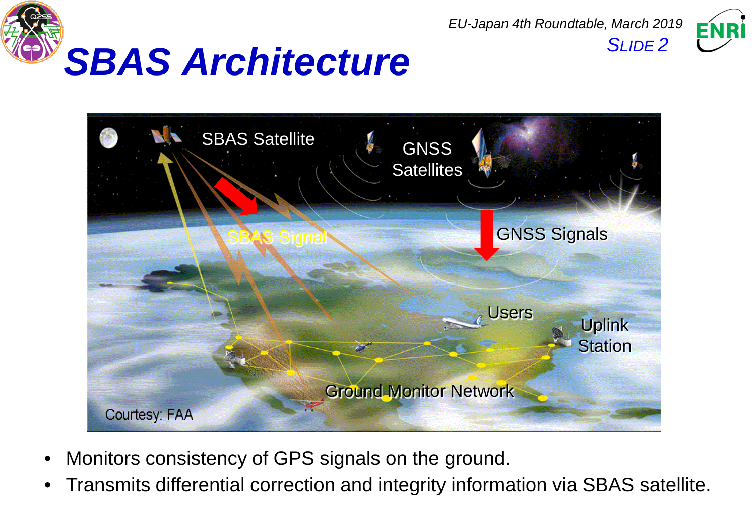# SBAS Architecture

SBAS Satellite

GNSS Satellites

SBAS Signal

GNSS Signals

Users

Uplink Station

Ground Monitor Network

Courtesy: FAA

- Monitors consistency of GPS signals on the ground.
- Transmits differential correction and integrity information via SBAS satellite.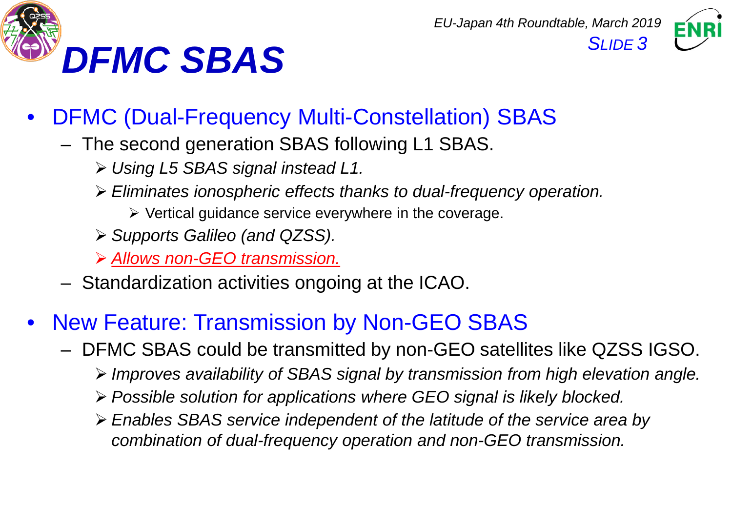# *DFMC SBAS*

- DFMC (Dual-Frequency Multi-Constellation) SBAS
  - The second generation SBAS following L1 SBAS.
    - *Using L5 SBAS signal instead L1.*
    - *Eliminates ionospheric effects thanks to dual-frequency operation.*
      - Vertical guidance service everywhere in the coverage.
    - *Supports Galileo (and QZSS).*
    - *Allows non-GEO transmission.*
  - Standardization activities ongoing at the ICAO.

- New Feature: Transmission by Non-GEO SBAS
  - DFMC SBAS could be transmitted by non-GEO satellites like QZSS IGSO.
    - *Improves availability of SBAS signal by transmission from high elevation angle.*
    - *Possible solution for applications where GEO signal is likely blocked.*
    - *Enables SBAS service independent of the latitude of the service area by combination of dual-frequency operation and non-GEO transmission.*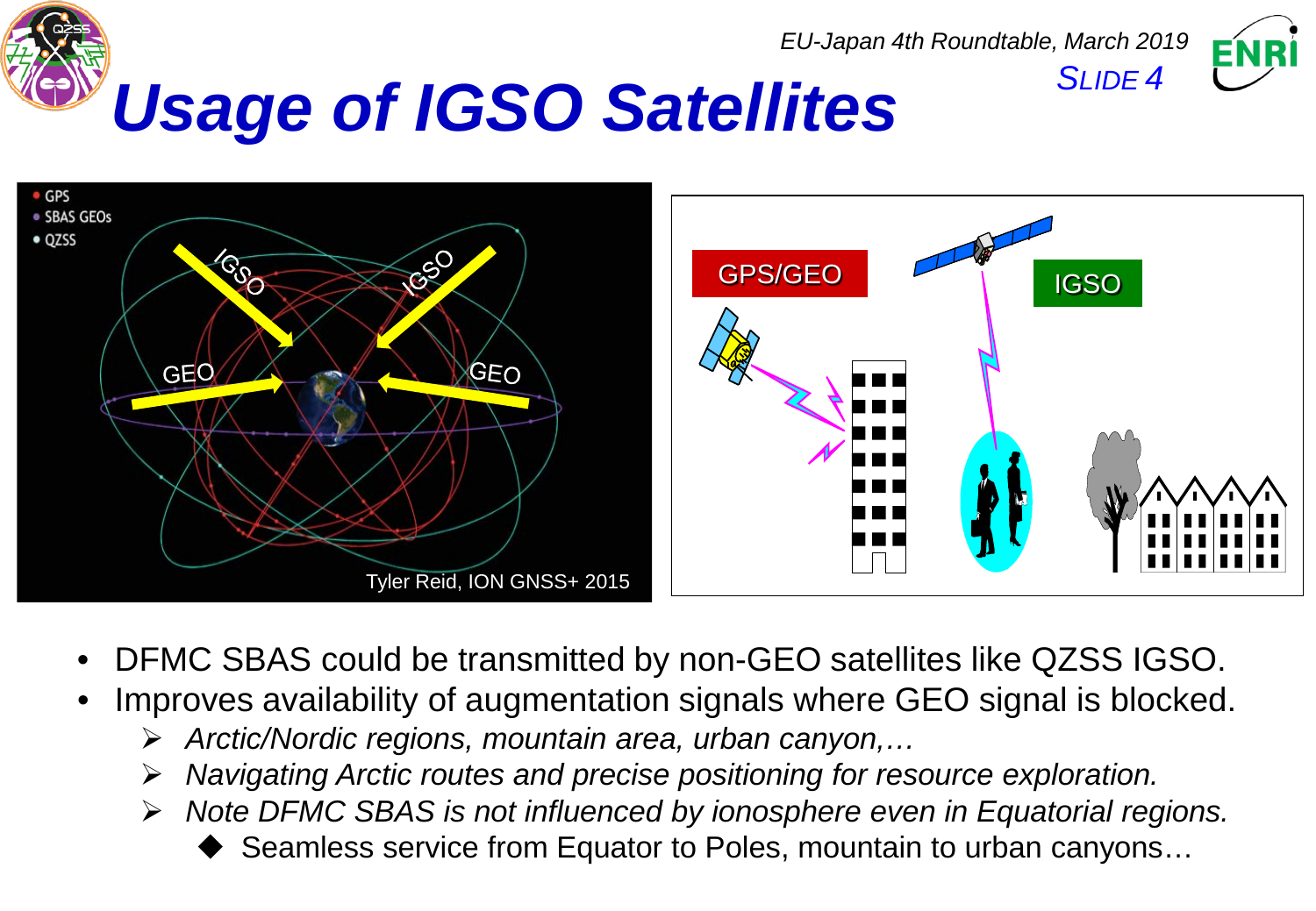# Usage of IGSO Satellites

Tyler Reid, ION GNSS+ 2015

- DFMC SBAS could be transmitted by non-GEO satellites like QZSS IGSO.
- Improves availability of augmentation signals where GEO signal is blocked.
  - *Arctic/Nordic regions, mountain area, urban canyon,…*
  - *Navigating Arctic routes and precise positioning for resource exploration.*
  - *Note DFMC SBAS is not influenced by ionosphere even in Equatorial regions.*
    - Seamless service from Equator to Poles, mountain to urban canyons…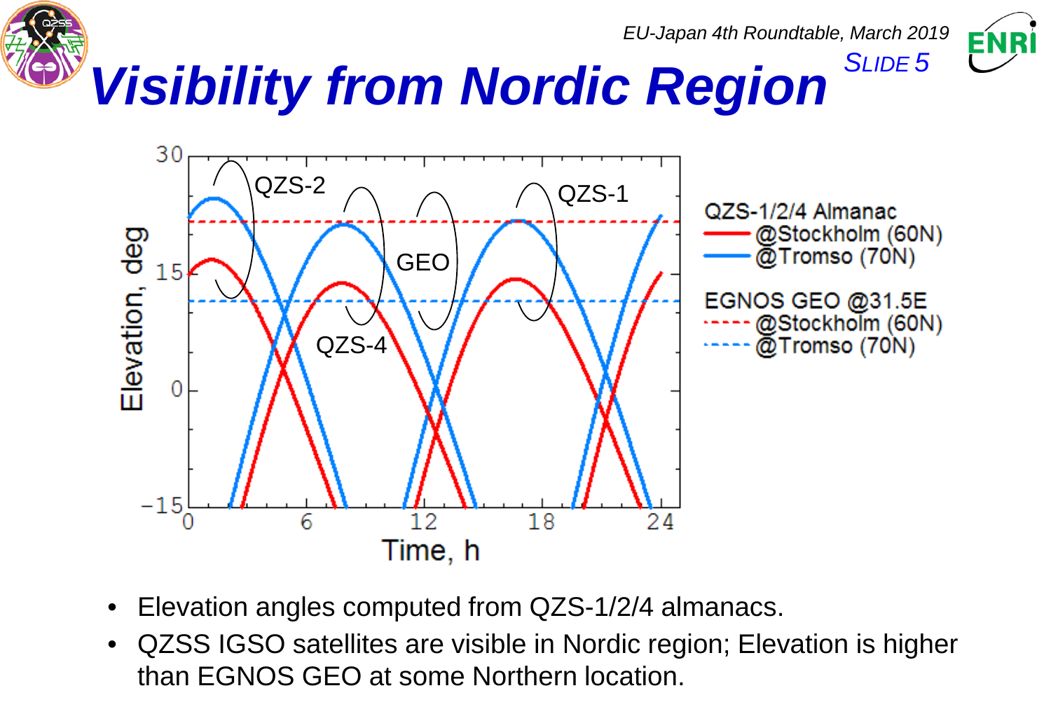# Visibility from Nordic Region

- Elevation angles computed from QZS-1/2/4 almanacs.
- QZSS IGSO satellites are visible in Nordic region; Elevation is higher than EGNOS GEO at some Northern location.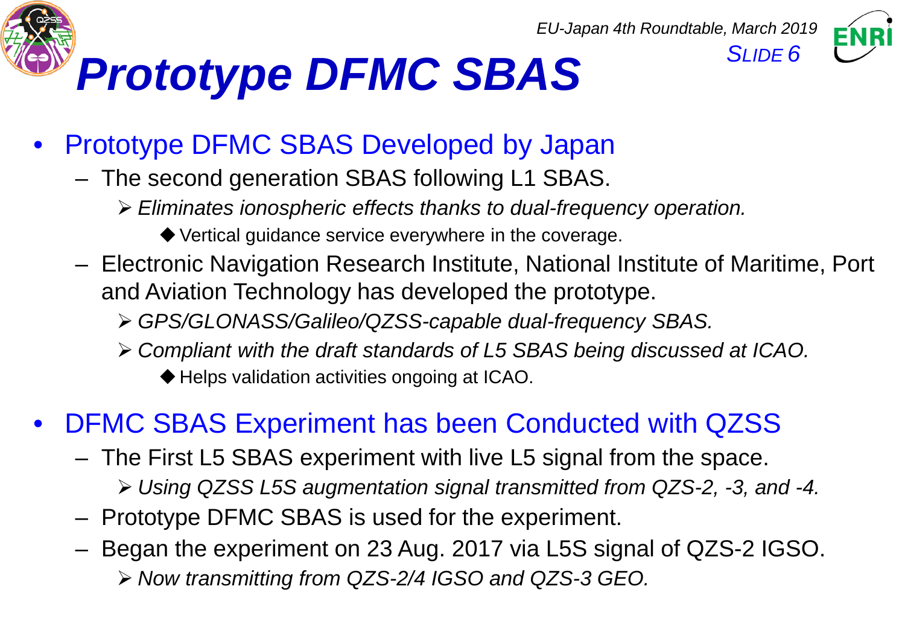# Prototype DFMC SBAS

- Prototype DFMC SBAS Developed by Japan
  - The second generation SBAS following L1 SBAS.
    - *Eliminates ionospheric effects thanks to dual-frequency operation.*
      - Vertical guidance service everywhere in the coverage.
  - Electronic Navigation Research Institute, National Institute of Maritime, Port and Aviation Technology has developed the prototype.
    - *GPS/GLONASS/Galileo/QZSS-capable dual-frequency SBAS.*
    - *Compliant with the draft standards of L5 SBAS being discussed at ICAO.*
      - Helps validation activities ongoing at ICAO.

- DFMC SBAS Experiment has been Conducted with QZSS
  - The First L5 SBAS experiment with live L5 signal from the space.
    - *Using QZSS L5S augmentation signal transmitted from QZS-2, -3, and -4.*
  - Prototype DFMC SBAS is used for the experiment.
  - Began the experiment on 23 Aug. 2017 via L5S signal of QZS-2 IGSO.
    - *Now transmitting from QZS-2/4 IGSO and QZS-3 GEO.*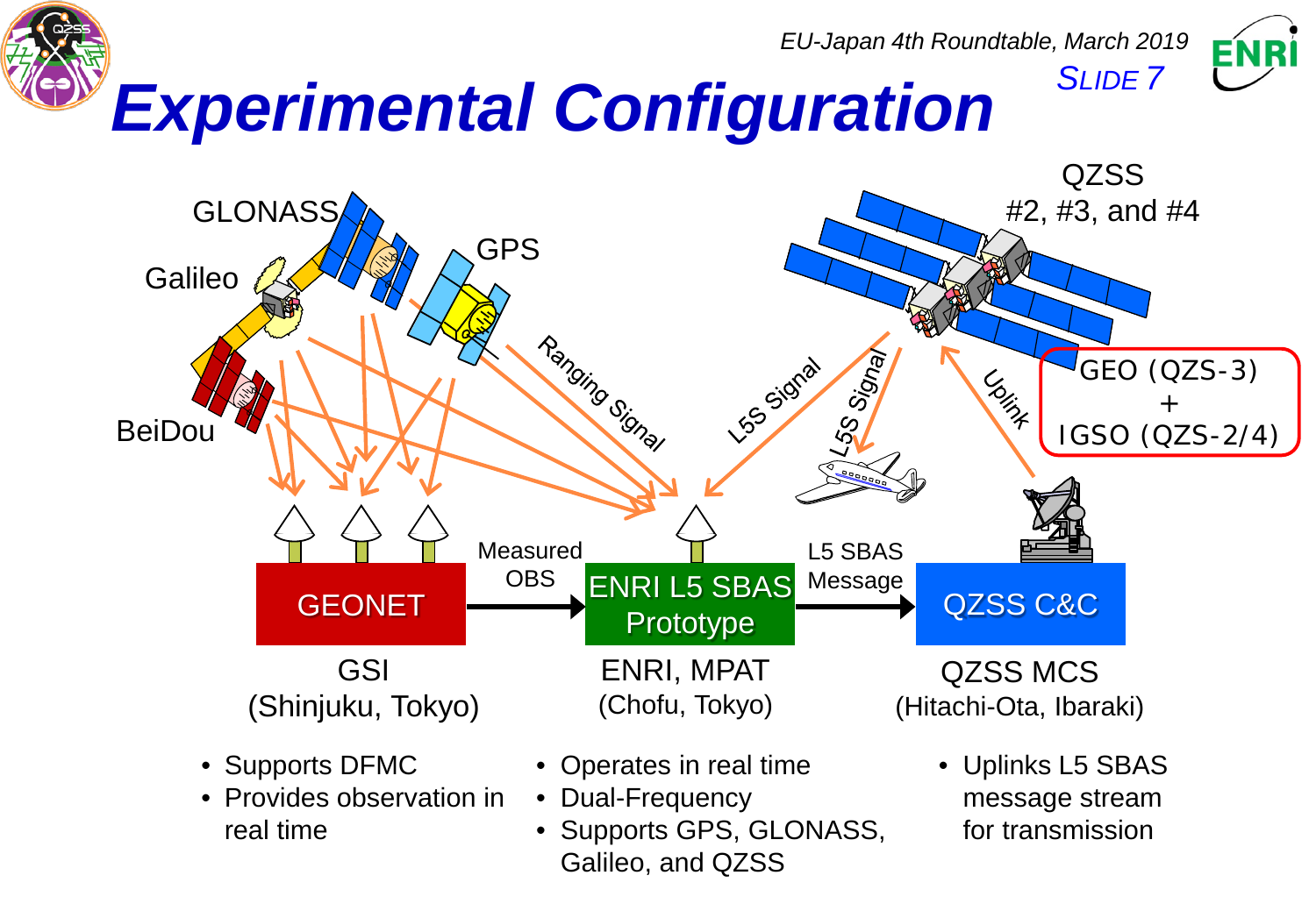# Experimental Configuration

GLONASS

Galileo

BeiDou

GPS

QZSS
#2, #3, and #4

GEO (QZS-3)
+
IGSO (QZS-2/4)

Ranging Signal

L5S Signal

L5S Signal

Uplink

Measured OBS

L5 SBAS Message

**GEONET**

GSI
(Shinjuku, Tokyo)

- Supports DFMC
- Provides observation in real time

**ENRI L5 SBAS Prototype**

ENRI, MPAT
(Chofu, Tokyo)

- Operates in real time
- Dual-Frequency
- Supports GPS, GLONASS, Galileo, and QZSS

**QZSS C&C**

QZSS MCS
(Hitachi-Ota, Ibaraki)

- Uplinks L5 SBAS message stream for transmission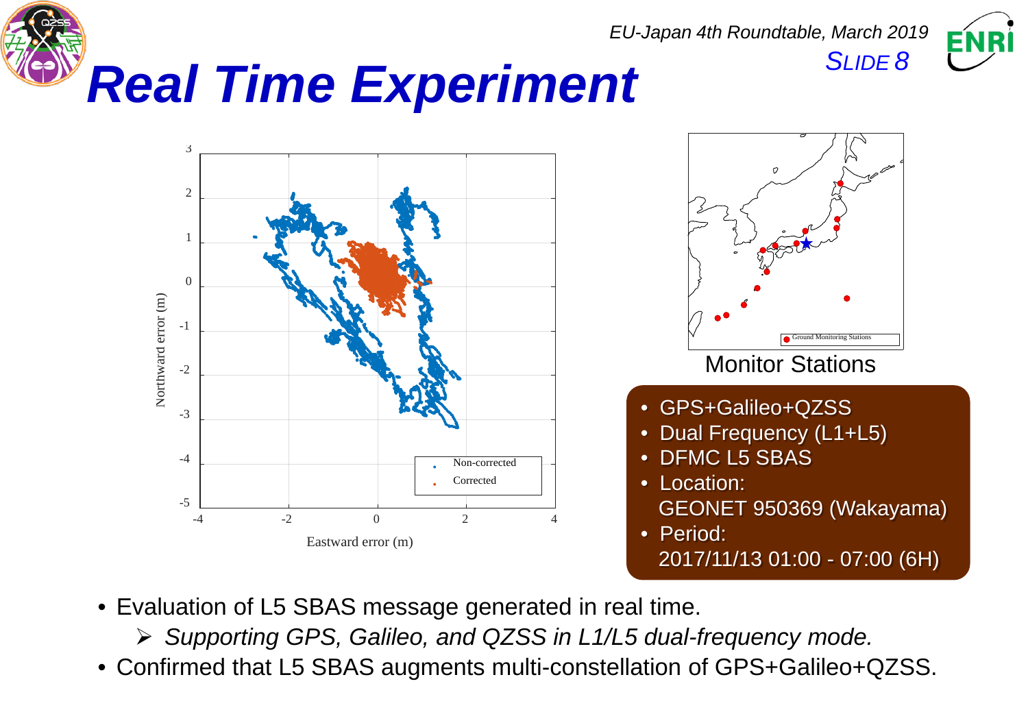# Real Time Experiment

Monitor Stations

- GPS+Galileo+QZSS
- Dual Frequency (L1+L5)
- DFMC L5 SBAS
- Location:
  GEONET 950369 (Wakayama)
- Period:
  2017/11/13 01:00 - 07:00 (6H)

- Evaluation of L5 SBAS message generated in real time.
  - *Supporting GPS, Galileo, and QZSS in L1/L5 dual-frequency mode.*
- Confirmed that L5 SBAS augments multi-constellation of GPS+Galileo+QZSS.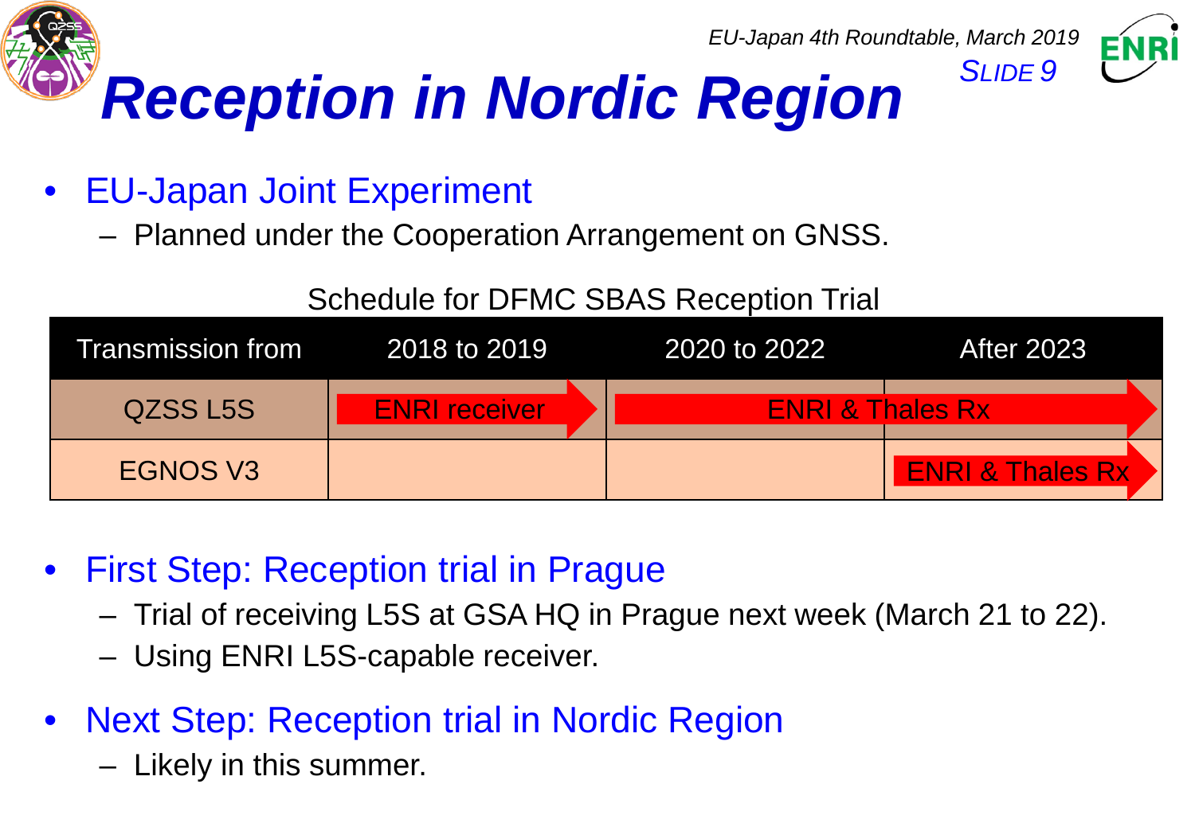# Reception in Nordic Region

- EU-Japan Joint Experiment
  - Planned under the Cooperation Arrangement on GNSS.

Schedule for DFMC SBAS Reception Trial

| Transmission from | 2018 to 2019 | 2020 to 2022 | After 2023 |
|---|---|---|---|
| QZSS L5S | ENRI receiver | ENRI & Thales Rx | ENRI & Thales Rx |
| EGNOS V3 | | | ENRI & Thales Rx |

- First Step: Reception trial in Prague
  - Trial of receiving L5S at GSA HQ in Prague next week (March 21 to 22).
  - Using ENRI L5S-capable receiver.
- Next Step: Reception trial in Nordic Region
  - Likely in this summer.